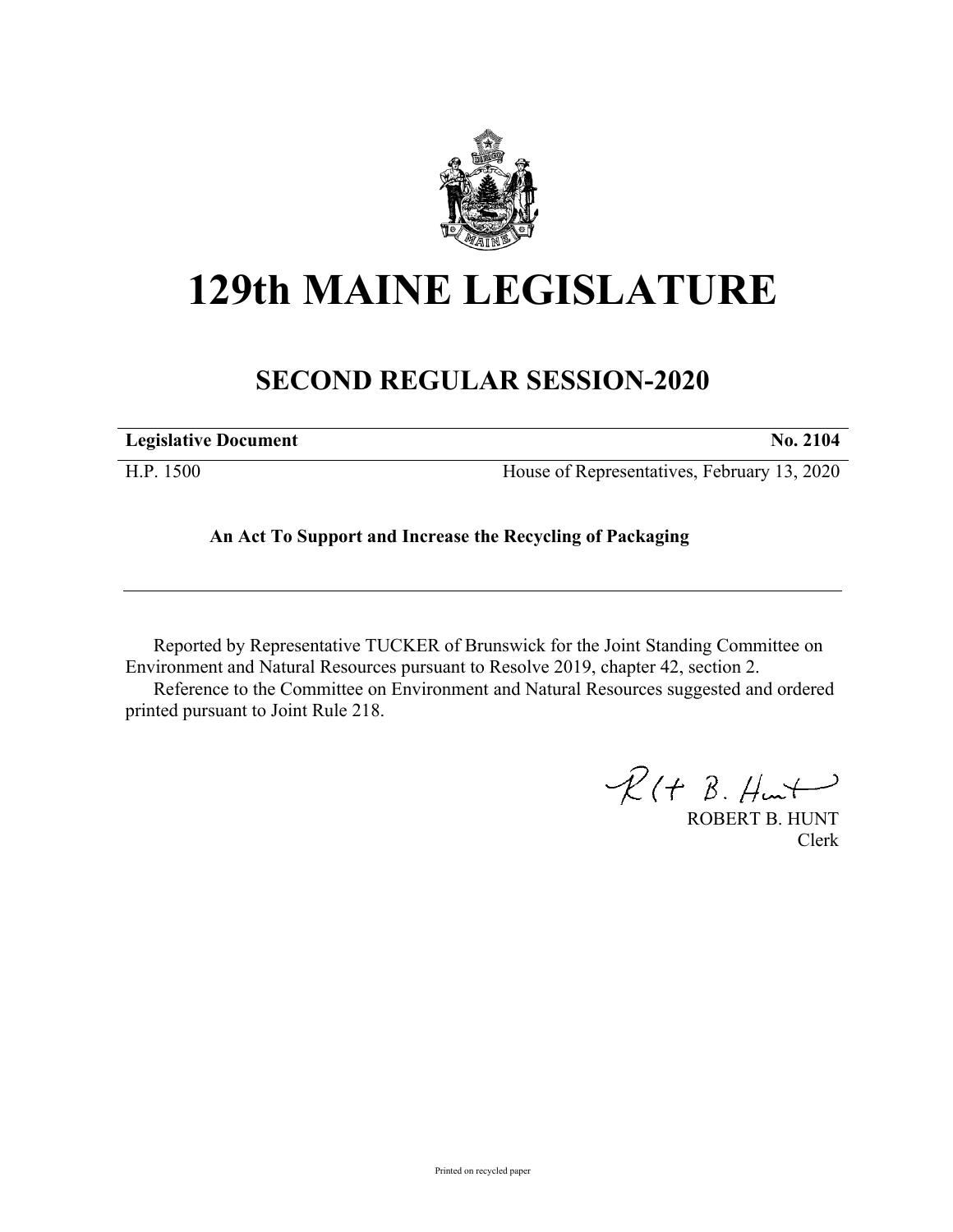# 129th MAINE LEGISLATURE

## SECOND REGULAR SESSION-2020

**Legislative Document** **No. 2104**

H.P. 1500 House of Representatives, February 13, 2020

**An Act To Support and Increase the Recycling of Packaging**

Reported by Representative TUCKER of Brunswick for the Joint Standing Committee on Environment and Natural Resources pursuant to Resolve 2019, chapter 42, section 2.

Reference to the Committee on Environment and Natural Resources suggested and ordered printed pursuant to Joint Rule 218.

ROBERT B. HUNT
Clerk

Printed on recycled paper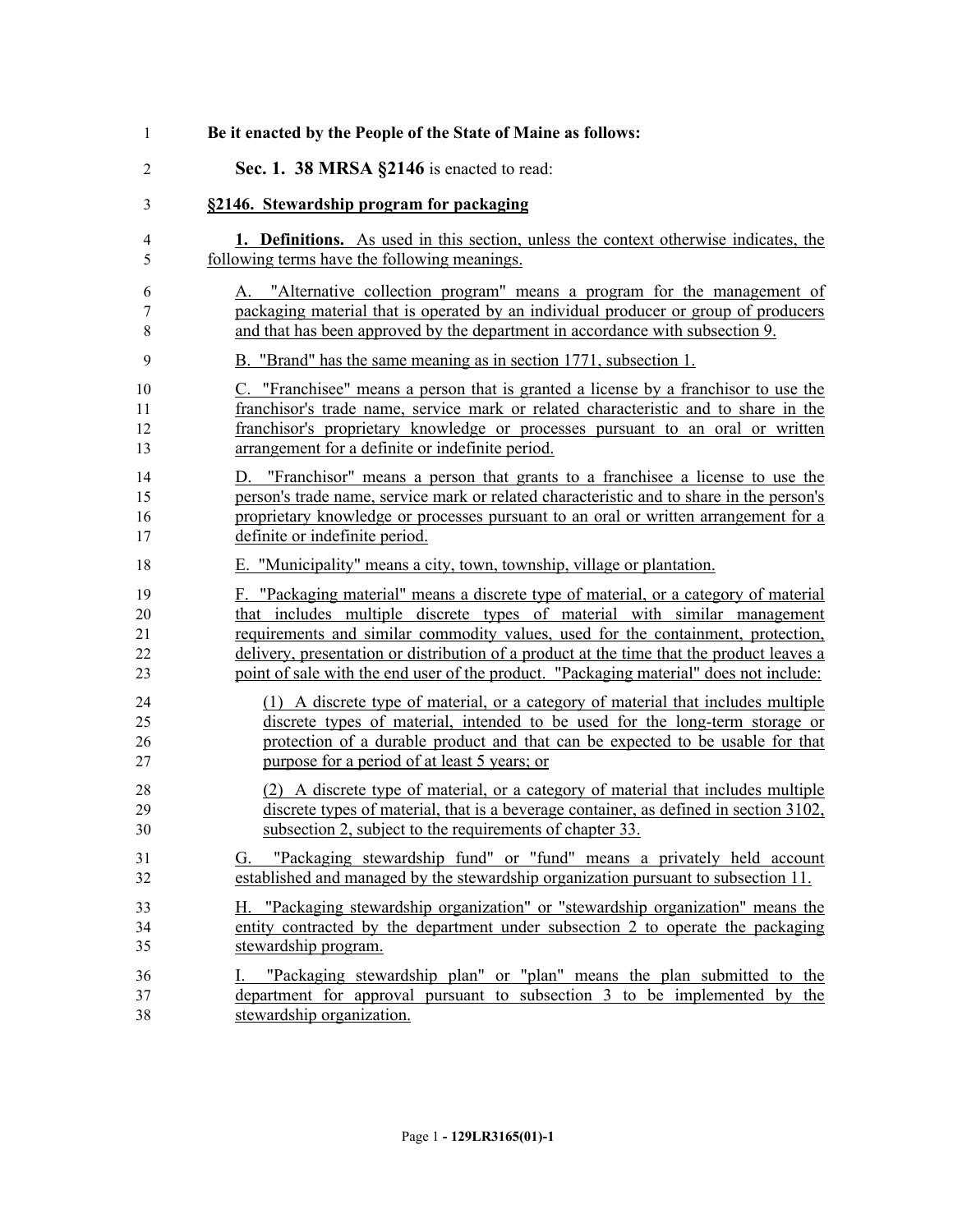**Be it enacted by the People of the State of Maine as follows:**

**Sec. 1. 38 MRSA §2146** is enacted to read:

**§2146. Stewardship program for packaging**

**1. Definitions.** As used in this section, unless the context otherwise indicates, the following terms have the following meanings.

A. "Alternative collection program" means a program for the management of packaging material that is operated by an individual producer or group of producers and that has been approved by the department in accordance with subsection 9.

B. "Brand" has the same meaning as in section 1771, subsection 1.

C. "Franchisee" means a person that is granted a license by a franchisor to use the franchisor's trade name, service mark or related characteristic and to share in the franchisor's proprietary knowledge or processes pursuant to an oral or written arrangement for a definite or indefinite period.

D. "Franchisor" means a person that grants to a franchisee a license to use the person's trade name, service mark or related characteristic and to share in the person's proprietary knowledge or processes pursuant to an oral or written arrangement for a definite or indefinite period.

E. "Municipality" means a city, town, township, village or plantation.

F. "Packaging material" means a discrete type of material, or a category of material that includes multiple discrete types of material with similar management requirements and similar commodity values, used for the containment, protection, delivery, presentation or distribution of a product at the time that the product leaves a point of sale with the end user of the product. "Packaging material" does not include:

(1) A discrete type of material, or a category of material that includes multiple discrete types of material, intended to be used for the long-term storage or protection of a durable product and that can be expected to be usable for that purpose for a period of at least 5 years; or

(2) A discrete type of material, or a category of material that includes multiple discrete types of material, that is a beverage container, as defined in section 3102, subsection 2, subject to the requirements of chapter 33.

G. "Packaging stewardship fund" or "fund" means a privately held account established and managed by the stewardship organization pursuant to subsection 11.

H. "Packaging stewardship organization" or "stewardship organization" means the entity contracted by the department under subsection 2 to operate the packaging stewardship program.

I. "Packaging stewardship plan" or "plan" means the plan submitted to the department for approval pursuant to subsection 3 to be implemented by the stewardship organization.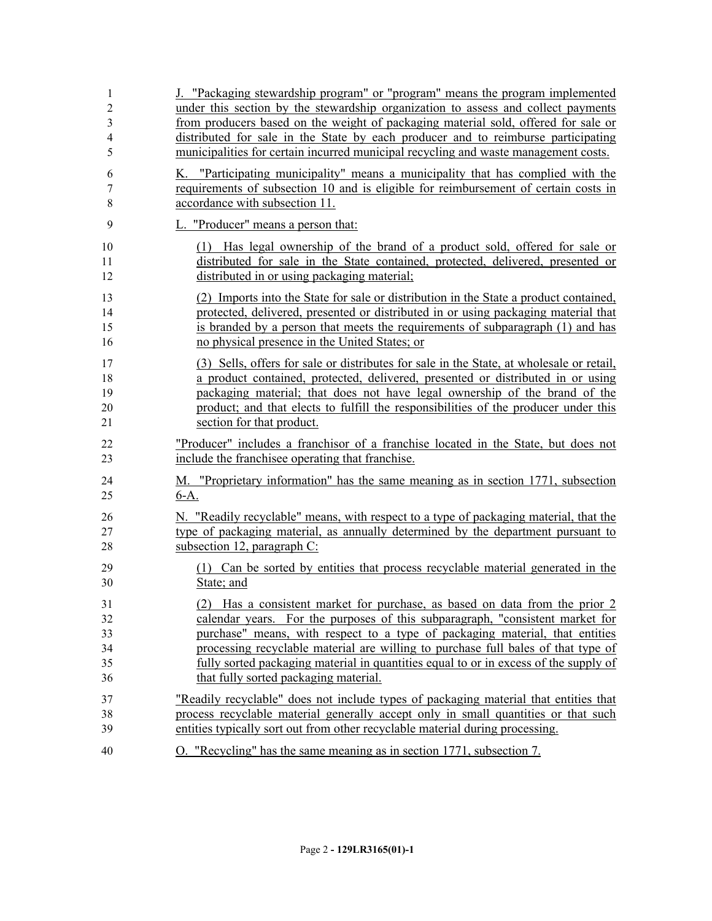J. "Packaging stewardship program" or "program" means the program implemented under this section by the stewardship organization to assess and collect payments from producers based on the weight of packaging material sold, offered for sale or distributed for sale in the State by each producer and to reimburse participating municipalities for certain incurred municipal recycling and waste management costs.

K. "Participating municipality" means a municipality that has complied with the requirements of subsection 10 and is eligible for reimbursement of certain costs in accordance with subsection 11.

L. "Producer" means a person that:

(1) Has legal ownership of the brand of a product sold, offered for sale or distributed for sale in the State contained, protected, delivered, presented or distributed in or using packaging material;

(2) Imports into the State for sale or distribution in the State a product contained, protected, delivered, presented or distributed in or using packaging material that is branded by a person that meets the requirements of subparagraph (1) and has no physical presence in the United States; or

(3) Sells, offers for sale or distributes for sale in the State, at wholesale or retail, a product contained, protected, delivered, presented or distributed in or using packaging material; that does not have legal ownership of the brand of the product; and that elects to fulfill the responsibilities of the producer under this section for that product.

"Producer" includes a franchisor of a franchise located in the State, but does not include the franchisee operating that franchise.

M. "Proprietary information" has the same meaning as in section 1771, subsection 6-A.

N. "Readily recyclable" means, with respect to a type of packaging material, that the type of packaging material, as annually determined by the department pursuant to subsection 12, paragraph C:

(1) Can be sorted by entities that process recyclable material generated in the State; and

(2) Has a consistent market for purchase, as based on data from the prior 2 calendar years. For the purposes of this subparagraph, "consistent market for purchase" means, with respect to a type of packaging material, that entities processing recyclable material are willing to purchase full bales of that type of fully sorted packaging material in quantities equal to or in excess of the supply of that fully sorted packaging material.

"Readily recyclable" does not include types of packaging material that entities that process recyclable material generally accept only in small quantities or that such entities typically sort out from other recyclable material during processing.

O. "Recycling" has the same meaning as in section 1771, subsection 7.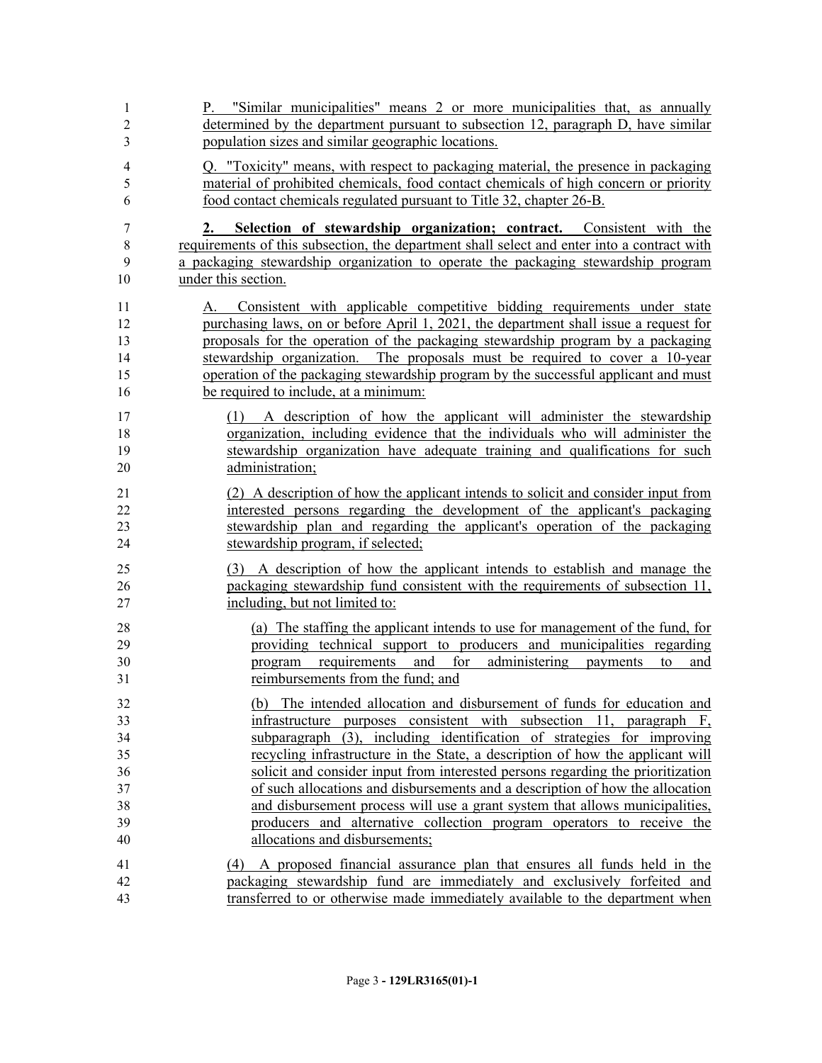P. "Similar municipalities" means 2 or more municipalities that, as annually determined by the department pursuant to subsection 12, paragraph D, have similar population sizes and similar geographic locations.

Q. "Toxicity" means, with respect to packaging material, the presence in packaging material of prohibited chemicals, food contact chemicals of high concern or priority food contact chemicals regulated pursuant to Title 32, chapter 26-B.

**2. Selection of stewardship organization; contract.** Consistent with the requirements of this subsection, the department shall select and enter into a contract with a packaging stewardship organization to operate the packaging stewardship program under this section.

A. Consistent with applicable competitive bidding requirements under state purchasing laws, on or before April 1, 2021, the department shall issue a request for proposals for the operation of the packaging stewardship program by a packaging stewardship organization. The proposals must be required to cover a 10-year operation of the packaging stewardship program by the successful applicant and must be required to include, at a minimum:

(1) A description of how the applicant will administer the stewardship organization, including evidence that the individuals who will administer the stewardship organization have adequate training and qualifications for such administration;

(2) A description of how the applicant intends to solicit and consider input from interested persons regarding the development of the applicant's packaging stewardship plan and regarding the applicant's operation of the packaging stewardship program, if selected;

(3) A description of how the applicant intends to establish and manage the packaging stewardship fund consistent with the requirements of subsection 11, including, but not limited to:

(a) The staffing the applicant intends to use for management of the fund, for providing technical support to producers and municipalities regarding program requirements and for administering payments to and reimbursements from the fund; and

(b) The intended allocation and disbursement of funds for education and infrastructure purposes consistent with subsection 11, paragraph F, subparagraph (3), including identification of strategies for improving recycling infrastructure in the State, a description of how the applicant will solicit and consider input from interested persons regarding the prioritization of such allocations and disbursements and a description of how the allocation and disbursement process will use a grant system that allows municipalities, producers and alternative collection program operators to receive the allocations and disbursements;

(4) A proposed financial assurance plan that ensures all funds held in the packaging stewardship fund are immediately and exclusively forfeited and transferred to or otherwise made immediately available to the department when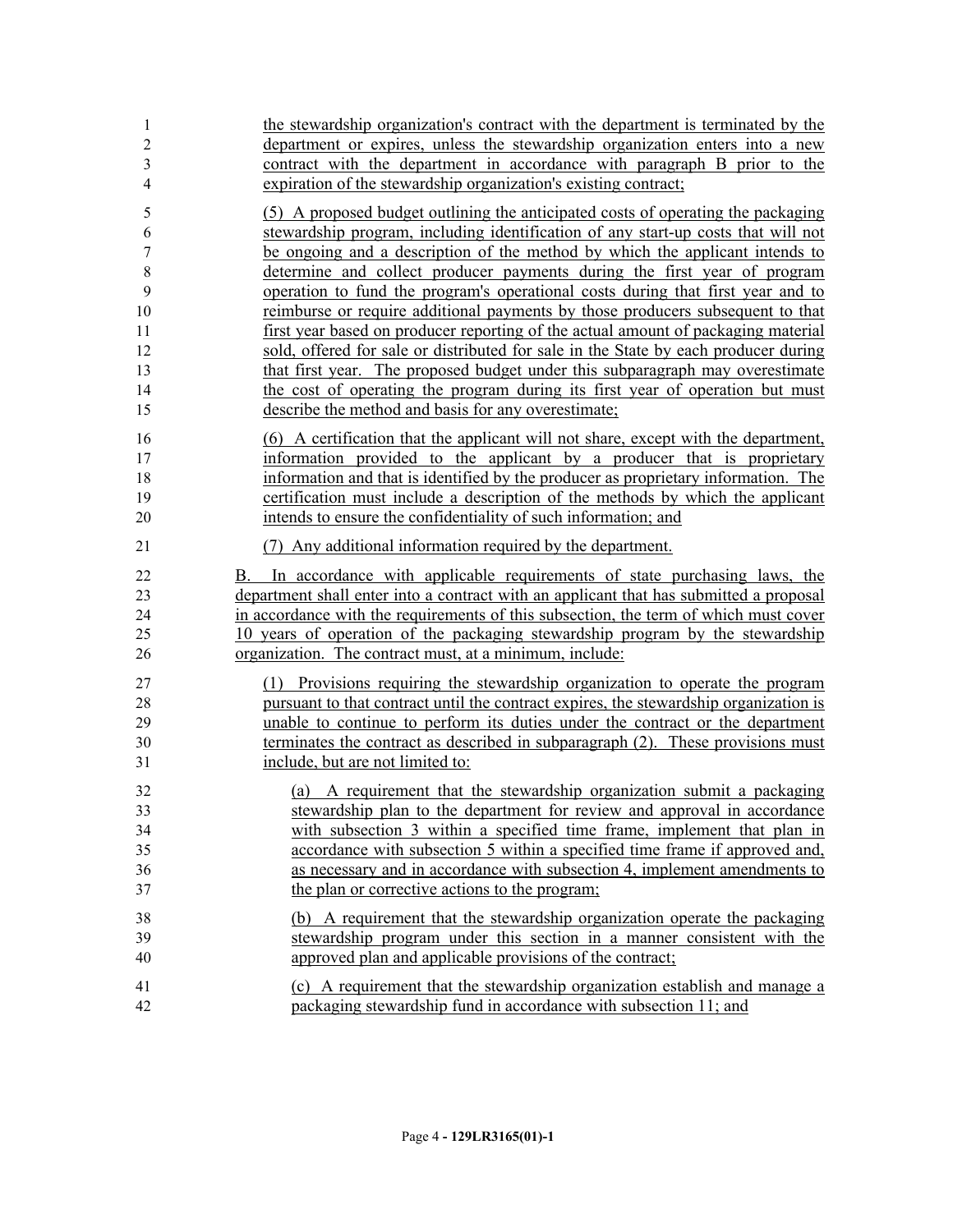the stewardship organization's contract with the department is terminated by the department or expires, unless the stewardship organization enters into a new contract with the department in accordance with paragraph B prior to the expiration of the stewardship organization's existing contract;

(5) A proposed budget outlining the anticipated costs of operating the packaging stewardship program, including identification of any start-up costs that will not be ongoing and a description of the method by which the applicant intends to determine and collect producer payments during the first year of program operation to fund the program's operational costs during that first year and to reimburse or require additional payments by those producers subsequent to that first year based on producer reporting of the actual amount of packaging material sold, offered for sale or distributed for sale in the State by each producer during that first year. The proposed budget under this subparagraph may overestimate the cost of operating the program during its first year of operation but must describe the method and basis for any overestimate;

(6) A certification that the applicant will not share, except with the department, information provided to the applicant by a producer that is proprietary information and that is identified by the producer as proprietary information. The certification must include a description of the methods by which the applicant intends to ensure the confidentiality of such information; and

(7) Any additional information required by the department.

B. In accordance with applicable requirements of state purchasing laws, the department shall enter into a contract with an applicant that has submitted a proposal in accordance with the requirements of this subsection, the term of which must cover 10 years of operation of the packaging stewardship program by the stewardship organization. The contract must, at a minimum, include:

(1) Provisions requiring the stewardship organization to operate the program pursuant to that contract until the contract expires, the stewardship organization is unable to continue to perform its duties under the contract or the department terminates the contract as described in subparagraph (2). These provisions must include, but are not limited to:

(a) A requirement that the stewardship organization submit a packaging stewardship plan to the department for review and approval in accordance with subsection 3 within a specified time frame, implement that plan in accordance with subsection 5 within a specified time frame if approved and, as necessary and in accordance with subsection 4, implement amendments to the plan or corrective actions to the program;

(b) A requirement that the stewardship organization operate the packaging stewardship program under this section in a manner consistent with the approved plan and applicable provisions of the contract;

(c) A requirement that the stewardship organization establish and manage a packaging stewardship fund in accordance with subsection 11; and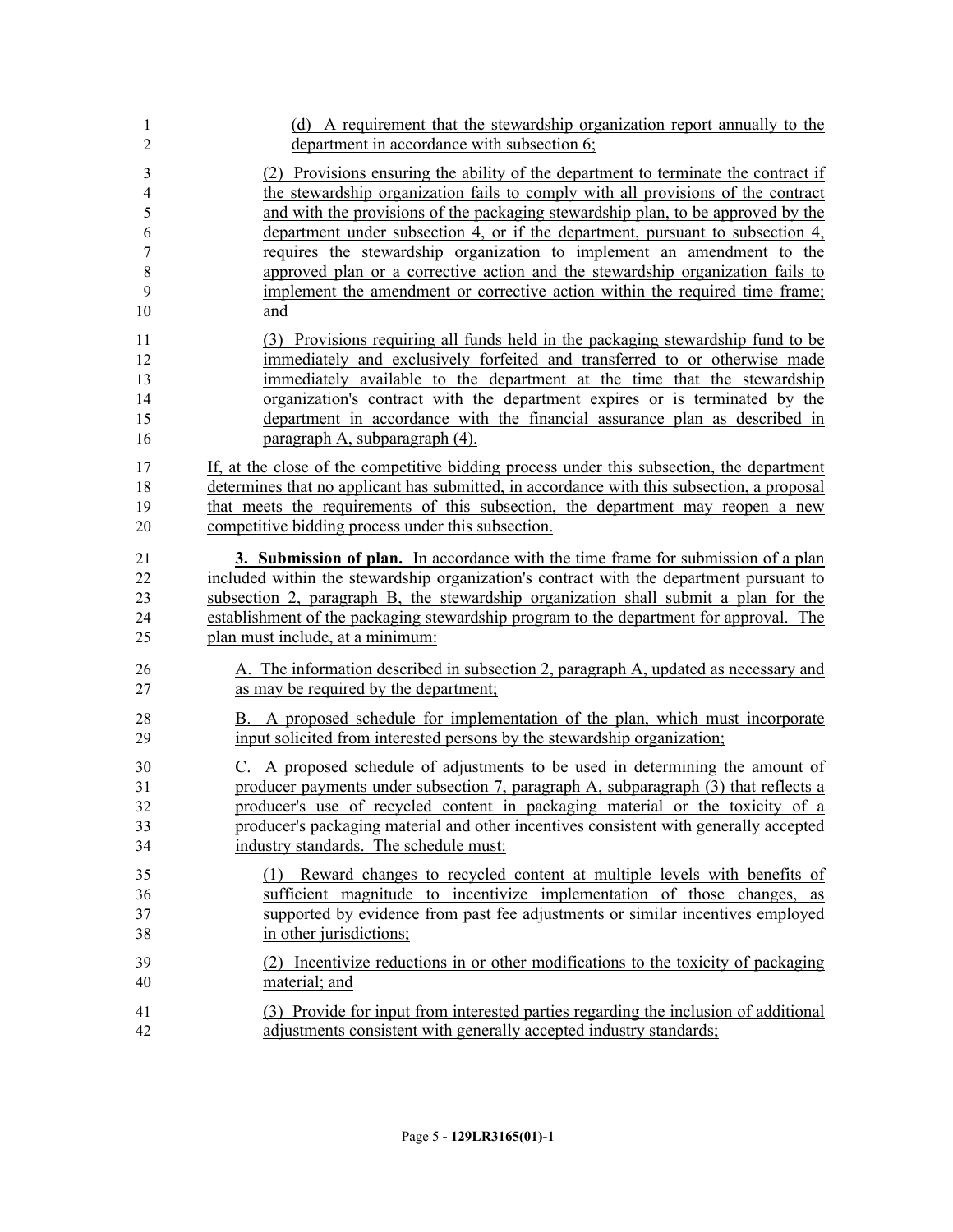(d) A requirement that the stewardship organization report annually to the department in accordance with subsection 6;

(2) Provisions ensuring the ability of the department to terminate the contract if the stewardship organization fails to comply with all provisions of the contract and with the provisions of the packaging stewardship plan, to be approved by the department under subsection 4, or if the department, pursuant to subsection 4, requires the stewardship organization to implement an amendment to the approved plan or a corrective action and the stewardship organization fails to implement the amendment or corrective action within the required time frame; and

(3) Provisions requiring all funds held in the packaging stewardship fund to be immediately and exclusively forfeited and transferred to or otherwise made immediately available to the department at the time that the stewardship organization's contract with the department expires or is terminated by the department in accordance with the financial assurance plan as described in paragraph A, subparagraph (4).

If, at the close of the competitive bidding process under this subsection, the department determines that no applicant has submitted, in accordance with this subsection, a proposal that meets the requirements of this subsection, the department may reopen a new competitive bidding process under this subsection.

**3. Submission of plan.** In accordance with the time frame for submission of a plan included within the stewardship organization's contract with the department pursuant to subsection 2, paragraph B, the stewardship organization shall submit a plan for the establishment of the packaging stewardship program to the department for approval. The plan must include, at a minimum:

A. The information described in subsection 2, paragraph A, updated as necessary and as may be required by the department;

B. A proposed schedule for implementation of the plan, which must incorporate input solicited from interested persons by the stewardship organization;

C. A proposed schedule of adjustments to be used in determining the amount of producer payments under subsection 7, paragraph A, subparagraph (3) that reflects a producer's use of recycled content in packaging material or the toxicity of a producer's packaging material and other incentives consistent with generally accepted industry standards. The schedule must:

(1) Reward changes to recycled content at multiple levels with benefits of sufficient magnitude to incentivize implementation of those changes, as supported by evidence from past fee adjustments or similar incentives employed in other jurisdictions;

(2) Incentivize reductions in or other modifications to the toxicity of packaging material; and

(3) Provide for input from interested parties regarding the inclusion of additional adjustments consistent with generally accepted industry standards;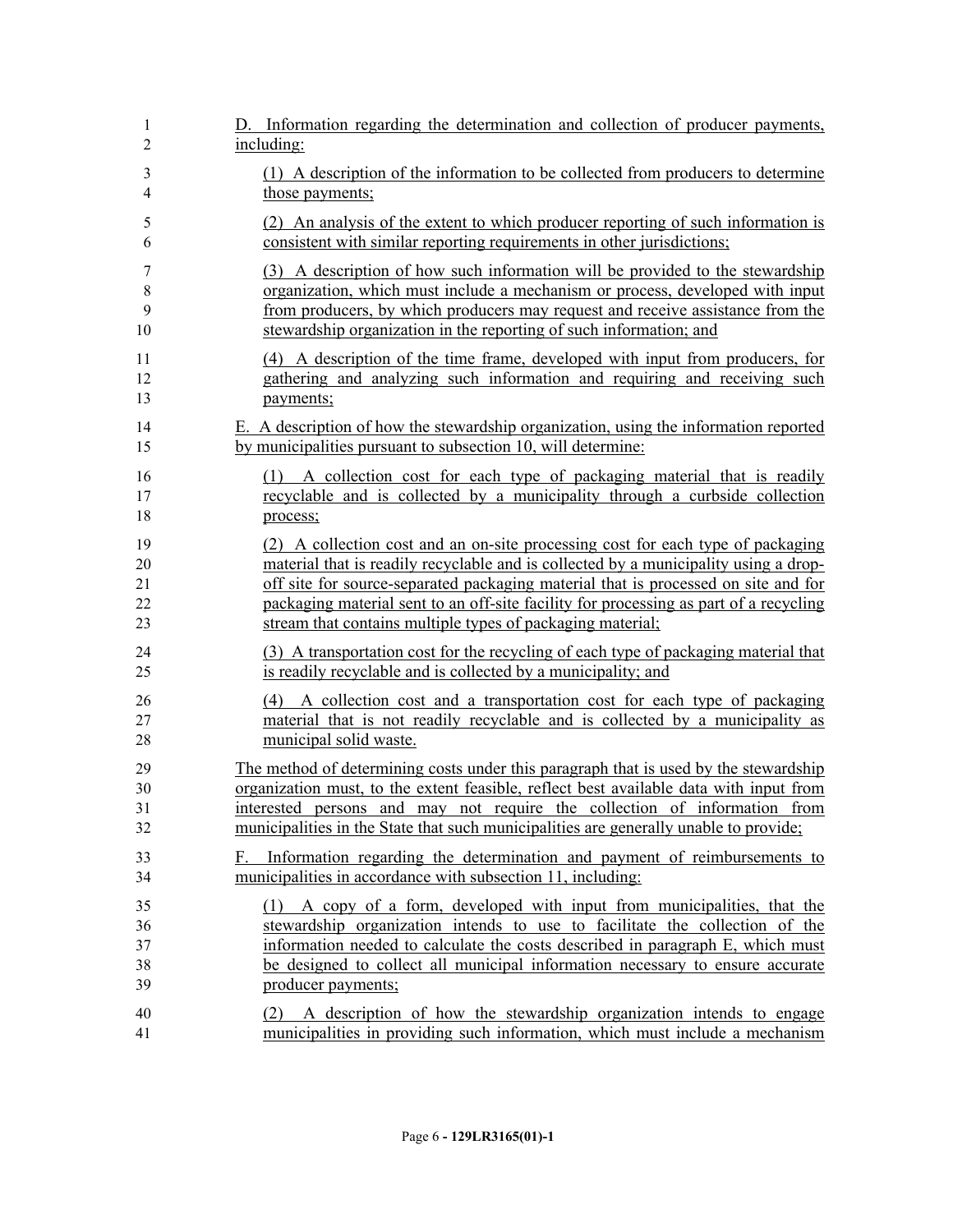D. Information regarding the determination and collection of producer payments, including:

(1) A description of the information to be collected from producers to determine those payments;

(2) An analysis of the extent to which producer reporting of such information is consistent with similar reporting requirements in other jurisdictions;

(3) A description of how such information will be provided to the stewardship organization, which must include a mechanism or process, developed with input from producers, by which producers may request and receive assistance from the stewardship organization in the reporting of such information; and

(4) A description of the time frame, developed with input from producers, for gathering and analyzing such information and requiring and receiving such payments;

E. A description of how the stewardship organization, using the information reported by municipalities pursuant to subsection 10, will determine:

(1) A collection cost for each type of packaging material that is readily recyclable and is collected by a municipality through a curbside collection process;

(2) A collection cost and an on-site processing cost for each type of packaging material that is readily recyclable and is collected by a municipality using a drop-off site for source-separated packaging material that is processed on site and for packaging material sent to an off-site facility for processing as part of a recycling stream that contains multiple types of packaging material;

(3) A transportation cost for the recycling of each type of packaging material that is readily recyclable and is collected by a municipality; and

(4) A collection cost and a transportation cost for each type of packaging material that is not readily recyclable and is collected by a municipality as municipal solid waste.

The method of determining costs under this paragraph that is used by the stewardship organization must, to the extent feasible, reflect best available data with input from interested persons and may not require the collection of information from municipalities in the State that such municipalities are generally unable to provide;

F. Information regarding the determination and payment of reimbursements to municipalities in accordance with subsection 11, including:

(1) A copy of a form, developed with input from municipalities, that the stewardship organization intends to use to facilitate the collection of the information needed to calculate the costs described in paragraph E, which must be designed to collect all municipal information necessary to ensure accurate producer payments;

(2) A description of how the stewardship organization intends to engage municipalities in providing such information, which must include a mechanism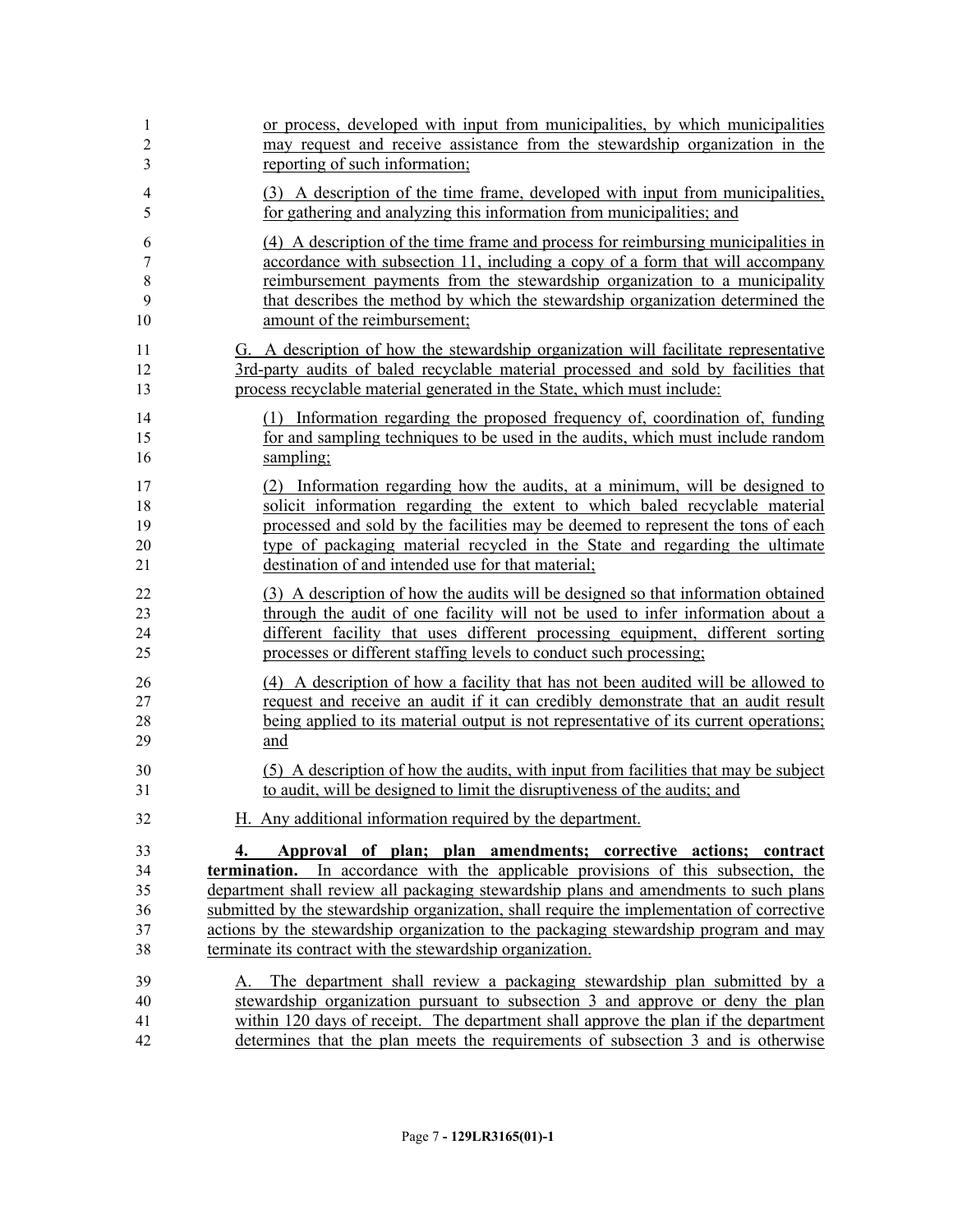or process, developed with input from municipalities, by which municipalities may request and receive assistance from the stewardship organization in the reporting of such information;

(3) A description of the time frame, developed with input from municipalities, for gathering and analyzing this information from municipalities; and

(4) A description of the time frame and process for reimbursing municipalities in accordance with subsection 11, including a copy of a form that will accompany reimbursement payments from the stewardship organization to a municipality that describes the method by which the stewardship organization determined the amount of the reimbursement;

G. A description of how the stewardship organization will facilitate representative 3rd-party audits of baled recyclable material processed and sold by facilities that process recyclable material generated in the State, which must include:

(1) Information regarding the proposed frequency of, coordination of, funding for and sampling techniques to be used in the audits, which must include random sampling;

(2) Information regarding how the audits, at a minimum, will be designed to solicit information regarding the extent to which baled recyclable material processed and sold by the facilities may be deemed to represent the tons of each type of packaging material recycled in the State and regarding the ultimate destination of and intended use for that material;

(3) A description of how the audits will be designed so that information obtained through the audit of one facility will not be used to infer information about a different facility that uses different processing equipment, different sorting processes or different staffing levels to conduct such processing;

(4) A description of how a facility that has not been audited will be allowed to request and receive an audit if it can credibly demonstrate that an audit result being applied to its material output is not representative of its current operations; and

(5) A description of how the audits, with input from facilities that may be subject to audit, will be designed to limit the disruptiveness of the audits; and

H. Any additional information required by the department.

**4. Approval of plan; plan amendments; corrective actions; contract termination.** In accordance with the applicable provisions of this subsection, the department shall review all packaging stewardship plans and amendments to such plans submitted by the stewardship organization, shall require the implementation of corrective actions by the stewardship organization to the packaging stewardship program and may terminate its contract with the stewardship organization.

A. The department shall review a packaging stewardship plan submitted by a stewardship organization pursuant to subsection 3 and approve or deny the plan within 120 days of receipt. The department shall approve the plan if the department determines that the plan meets the requirements of subsection 3 and is otherwise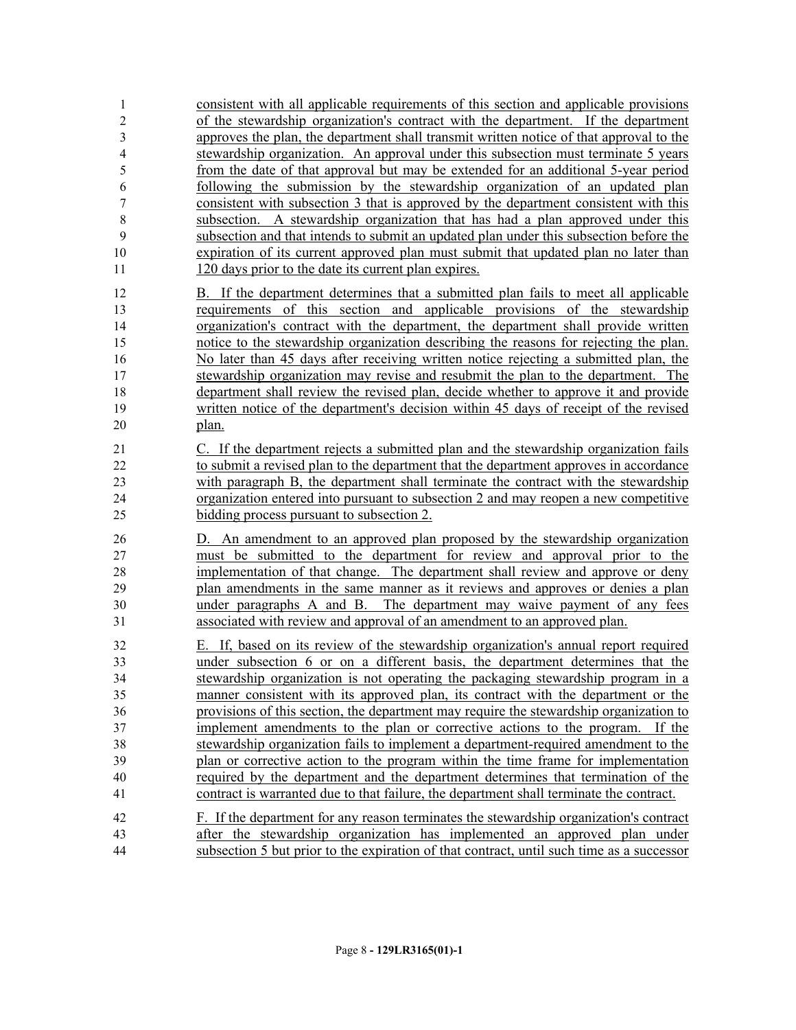consistent with all applicable requirements of this section and applicable provisions of the stewardship organization's contract with the department. If the department approves the plan, the department shall transmit written notice of that approval to the stewardship organization. An approval under this subsection must terminate 5 years from the date of that approval but may be extended for an additional 5-year period following the submission by the stewardship organization of an updated plan consistent with subsection 3 that is approved by the department consistent with this subsection. A stewardship organization that has had a plan approved under this subsection and that intends to submit an updated plan under this subsection before the expiration of its current approved plan must submit that updated plan no later than 120 days prior to the date its current plan expires.

B. If the department determines that a submitted plan fails to meet all applicable requirements of this section and applicable provisions of the stewardship organization's contract with the department, the department shall provide written notice to the stewardship organization describing the reasons for rejecting the plan. No later than 45 days after receiving written notice rejecting a submitted plan, the stewardship organization may revise and resubmit the plan to the department. The department shall review the revised plan, decide whether to approve it and provide written notice of the department's decision within 45 days of receipt of the revised plan.

C. If the department rejects a submitted plan and the stewardship organization fails to submit a revised plan to the department that the department approves in accordance with paragraph B, the department shall terminate the contract with the stewardship organization entered into pursuant to subsection 2 and may reopen a new competitive bidding process pursuant to subsection 2.

D. An amendment to an approved plan proposed by the stewardship organization must be submitted to the department for review and approval prior to the implementation of that change. The department shall review and approve or deny plan amendments in the same manner as it reviews and approves or denies a plan under paragraphs A and B. The department may waive payment of any fees associated with review and approval of an amendment to an approved plan.

E. If, based on its review of the stewardship organization's annual report required under subsection 6 or on a different basis, the department determines that the stewardship organization is not operating the packaging stewardship program in a manner consistent with its approved plan, its contract with the department or the provisions of this section, the department may require the stewardship organization to implement amendments to the plan or corrective actions to the program. If the stewardship organization fails to implement a department-required amendment to the plan or corrective action to the program within the time frame for implementation required by the department and the department determines that termination of the contract is warranted due to that failure, the department shall terminate the contract.

F. If the department for any reason terminates the stewardship organization's contract after the stewardship organization has implemented an approved plan under subsection 5 but prior to the expiration of that contract, until such time as a successor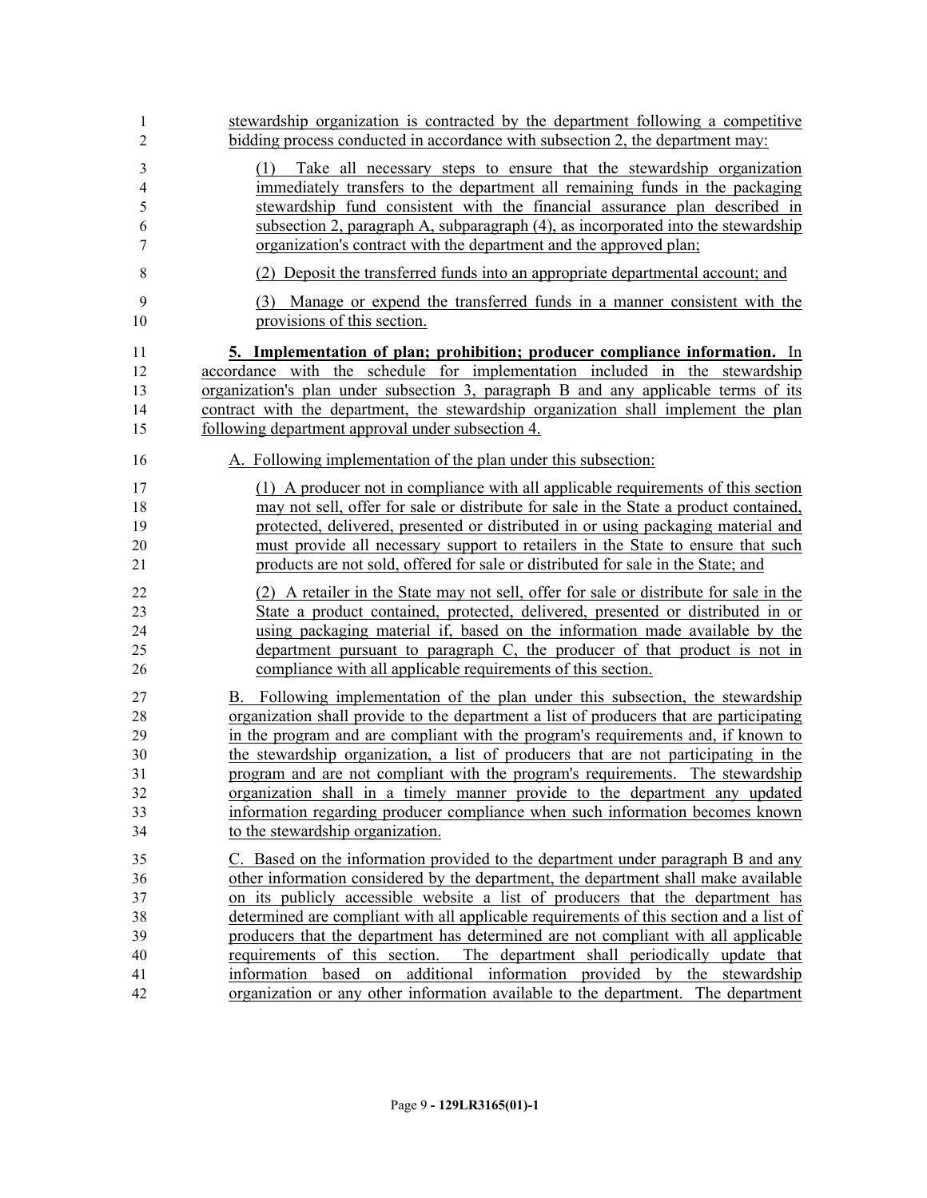stewardship organization is contracted by the department following a competitive bidding process conducted in accordance with subsection 2, the department may:

(1) Take all necessary steps to ensure that the stewardship organization immediately transfers to the department all remaining funds in the packaging stewardship fund consistent with the financial assurance plan described in subsection 2, paragraph A, subparagraph (4), as incorporated into the stewardship organization's contract with the department and the approved plan;

(2) Deposit the transferred funds into an appropriate departmental account; and

(3) Manage or expend the transferred funds in a manner consistent with the provisions of this section.

**5. Implementation of plan; prohibition; producer compliance information.** In accordance with the schedule for implementation included in the stewardship organization's plan under subsection 3, paragraph B and any applicable terms of its contract with the department, the stewardship organization shall implement the plan following department approval under subsection 4.

A. Following implementation of the plan under this subsection:

(1) A producer not in compliance with all applicable requirements of this section may not sell, offer for sale or distribute for sale in the State a product contained, protected, delivered, presented or distributed in or using packaging material and must provide all necessary support to retailers in the State to ensure that such products are not sold, offered for sale or distributed for sale in the State; and

(2) A retailer in the State may not sell, offer for sale or distribute for sale in the State a product contained, protected, delivered, presented or distributed in or using packaging material if, based on the information made available by the department pursuant to paragraph C, the producer of that product is not in compliance with all applicable requirements of this section.

B. Following implementation of the plan under this subsection, the stewardship organization shall provide to the department a list of producers that are participating in the program and are compliant with the program's requirements and, if known to the stewardship organization, a list of producers that are not participating in the program and are not compliant with the program's requirements. The stewardship organization shall in a timely manner provide to the department any updated information regarding producer compliance when such information becomes known to the stewardship organization.

C. Based on the information provided to the department under paragraph B and any other information considered by the department, the department shall make available on its publicly accessible website a list of producers that the department has determined are compliant with all applicable requirements of this section and a list of producers that the department has determined are not compliant with all applicable requirements of this section. The department shall periodically update that information based on additional information provided by the stewardship organization or any other information available to the department. The department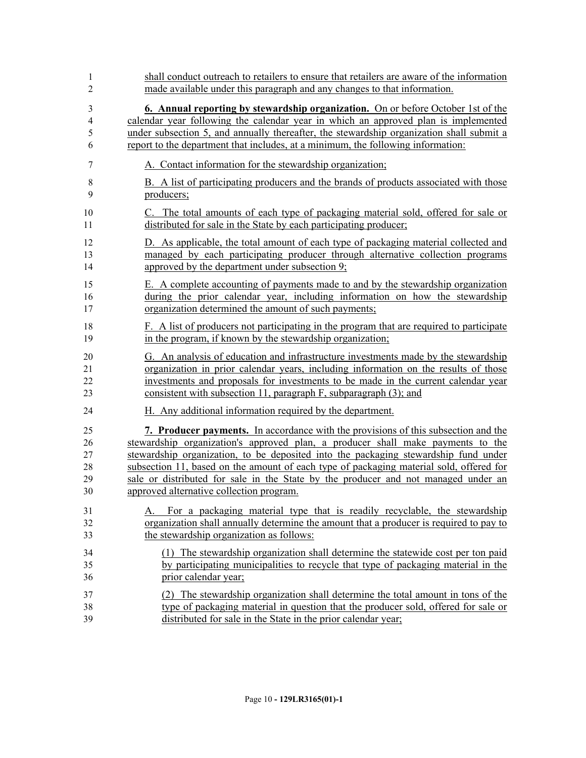shall conduct outreach to retailers to ensure that retailers are aware of the information made available under this paragraph and any changes to that information.

**6. Annual reporting by stewardship organization.** On or before October 1st of the calendar year following the calendar year in which an approved plan is implemented under subsection 5, and annually thereafter, the stewardship organization shall submit a report to the department that includes, at a minimum, the following information:

A. Contact information for the stewardship organization;

B. A list of participating producers and the brands of products associated with those producers;

C. The total amounts of each type of packaging material sold, offered for sale or distributed for sale in the State by each participating producer;

D. As applicable, the total amount of each type of packaging material collected and managed by each participating producer through alternative collection programs approved by the department under subsection 9;

E. A complete accounting of payments made to and by the stewardship organization during the prior calendar year, including information on how the stewardship organization determined the amount of such payments;

F. A list of producers not participating in the program that are required to participate in the program, if known by the stewardship organization;

G. An analysis of education and infrastructure investments made by the stewardship organization in prior calendar years, including information on the results of those investments and proposals for investments to be made in the current calendar year consistent with subsection 11, paragraph F, subparagraph (3); and

H. Any additional information required by the department.

**7. Producer payments.** In accordance with the provisions of this subsection and the stewardship organization's approved plan, a producer shall make payments to the stewardship organization, to be deposited into the packaging stewardship fund under subsection 11, based on the amount of each type of packaging material sold, offered for sale or distributed for sale in the State by the producer and not managed under an approved alternative collection program.

A. For a packaging material type that is readily recyclable, the stewardship organization shall annually determine the amount that a producer is required to pay to the stewardship organization as follows:

(1) The stewardship organization shall determine the statewide cost per ton paid by participating municipalities to recycle that type of packaging material in the prior calendar year;

(2) The stewardship organization shall determine the total amount in tons of the type of packaging material in question that the producer sold, offered for sale or distributed for sale in the State in the prior calendar year;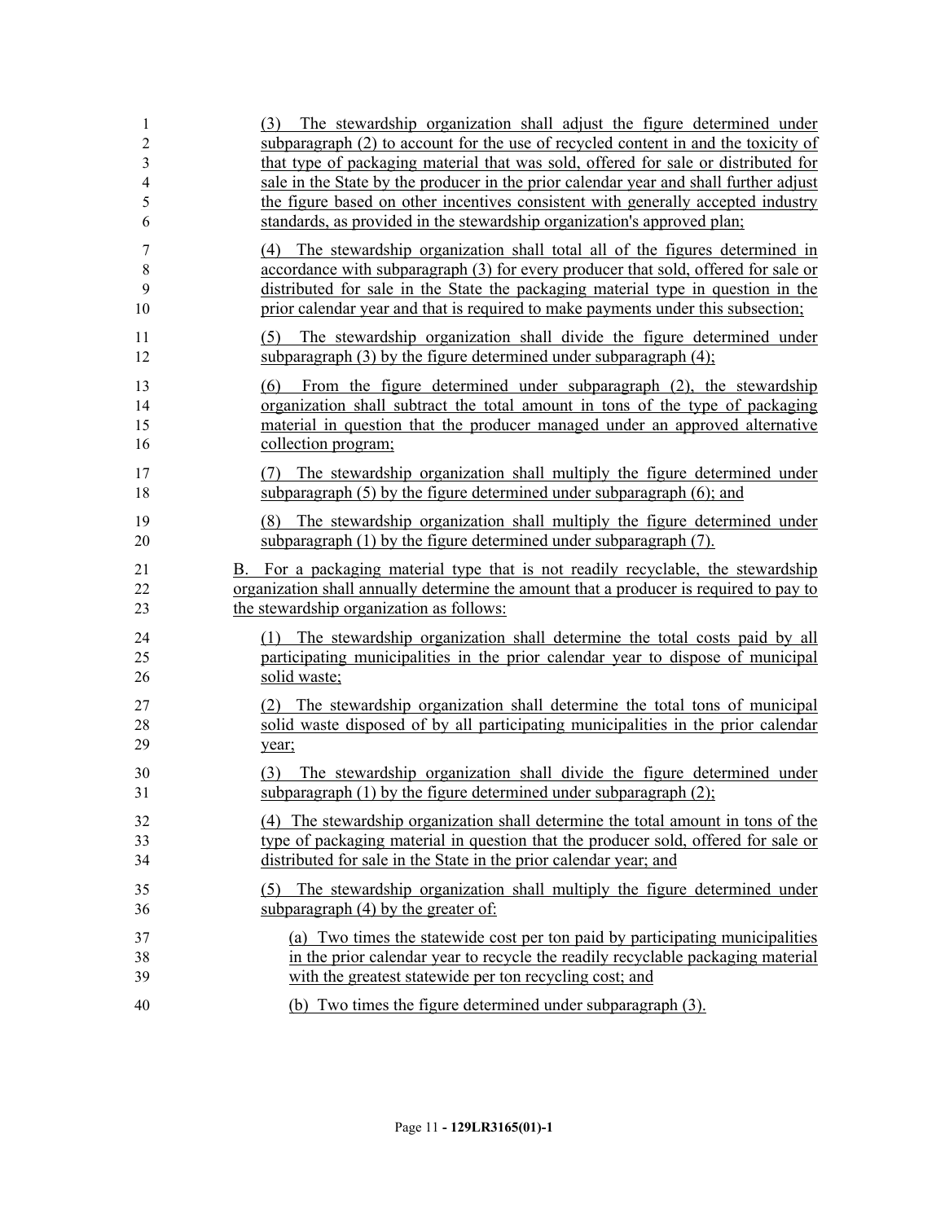(3) The stewardship organization shall adjust the figure determined under subparagraph (2) to account for the use of recycled content in and the toxicity of that type of packaging material that was sold, offered for sale or distributed for sale in the State by the producer in the prior calendar year and shall further adjust the figure based on other incentives consistent with generally accepted industry standards, as provided in the stewardship organization's approved plan;

(4) The stewardship organization shall total all of the figures determined in accordance with subparagraph (3) for every producer that sold, offered for sale or distributed for sale in the State the packaging material type in question in the prior calendar year and that is required to make payments under this subsection;

(5) The stewardship organization shall divide the figure determined under subparagraph (3) by the figure determined under subparagraph (4);

(6) From the figure determined under subparagraph (2), the stewardship organization shall subtract the total amount in tons of the type of packaging material in question that the producer managed under an approved alternative collection program;

(7) The stewardship organization shall multiply the figure determined under subparagraph (5) by the figure determined under subparagraph (6); and

(8) The stewardship organization shall multiply the figure determined under subparagraph (1) by the figure determined under subparagraph (7).

B. For a packaging material type that is not readily recyclable, the stewardship organization shall annually determine the amount that a producer is required to pay to the stewardship organization as follows:

(1) The stewardship organization shall determine the total costs paid by all participating municipalities in the prior calendar year to dispose of municipal solid waste;

(2) The stewardship organization shall determine the total tons of municipal solid waste disposed of by all participating municipalities in the prior calendar year;

(3) The stewardship organization shall divide the figure determined under subparagraph (1) by the figure determined under subparagraph (2);

(4) The stewardship organization shall determine the total amount in tons of the type of packaging material in question that the producer sold, offered for sale or distributed for sale in the State in the prior calendar year; and

(5) The stewardship organization shall multiply the figure determined under subparagraph (4) by the greater of:

(a) Two times the statewide cost per ton paid by participating municipalities in the prior calendar year to recycle the readily recyclable packaging material with the greatest statewide per ton recycling cost; and

(b) Two times the figure determined under subparagraph (3).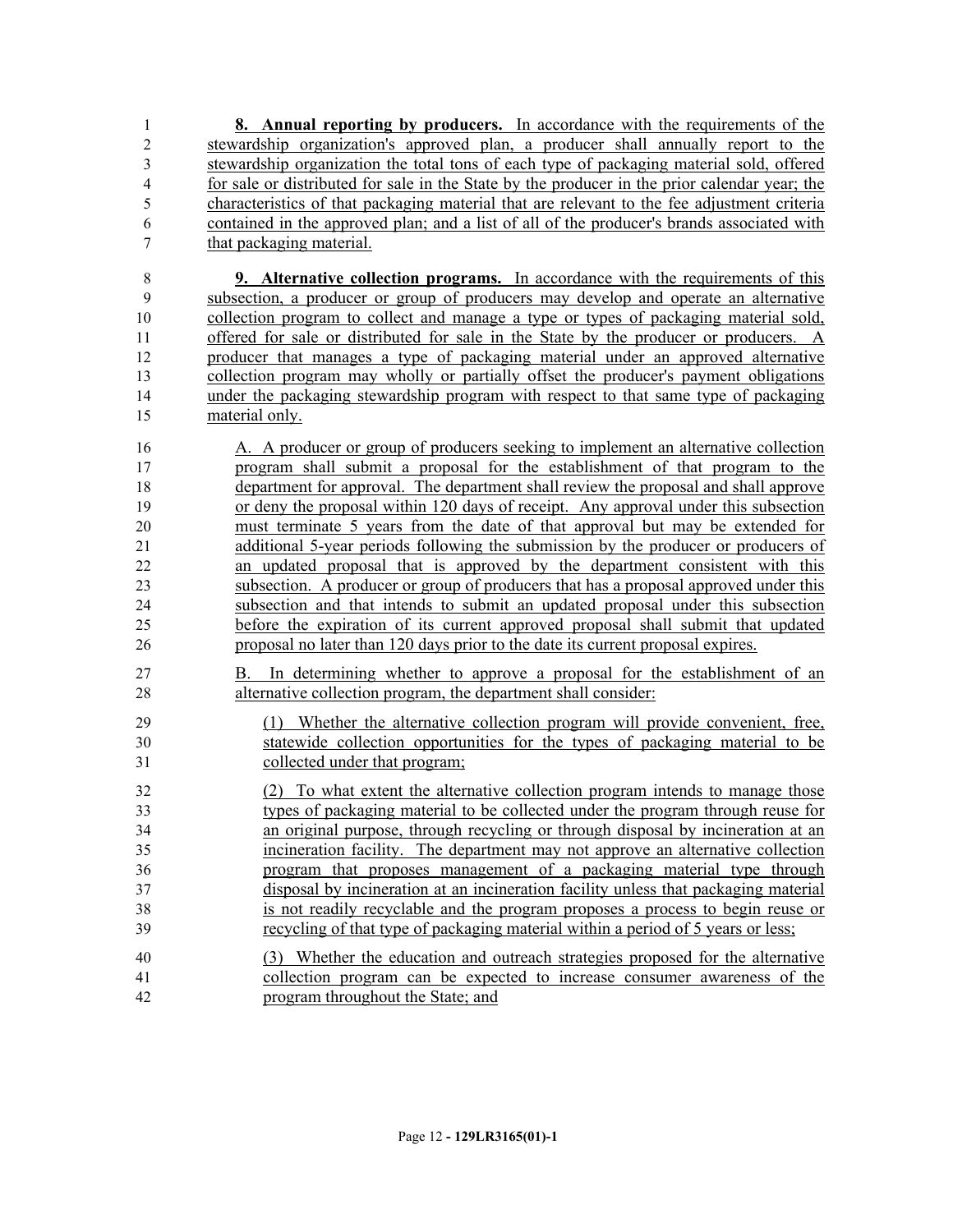**8. Annual reporting by producers.** In accordance with the requirements of the stewardship organization's approved plan, a producer shall annually report to the stewardship organization the total tons of each type of packaging material sold, offered for sale or distributed for sale in the State by the producer in the prior calendar year; the characteristics of that packaging material that are relevant to the fee adjustment criteria contained in the approved plan; and a list of all of the producer's brands associated with that packaging material.

**9. Alternative collection programs.** In accordance with the requirements of this subsection, a producer or group of producers may develop and operate an alternative collection program to collect and manage a type or types of packaging material sold, offered for sale or distributed for sale in the State by the producer or producers. A producer that manages a type of packaging material under an approved alternative collection program may wholly or partially offset the producer's payment obligations under the packaging stewardship program with respect to that same type of packaging material only.

A. A producer or group of producers seeking to implement an alternative collection program shall submit a proposal for the establishment of that program to the department for approval. The department shall review the proposal and shall approve or deny the proposal within 120 days of receipt. Any approval under this subsection must terminate 5 years from the date of that approval but may be extended for additional 5-year periods following the submission by the producer or producers of an updated proposal that is approved by the department consistent with this subsection. A producer or group of producers that has a proposal approved under this subsection and that intends to submit an updated proposal under this subsection before the expiration of its current approved proposal shall submit that updated proposal no later than 120 days prior to the date its current proposal expires.

B. In determining whether to approve a proposal for the establishment of an alternative collection program, the department shall consider:

(1) Whether the alternative collection program will provide convenient, free, statewide collection opportunities for the types of packaging material to be collected under that program;

(2) To what extent the alternative collection program intends to manage those types of packaging material to be collected under the program through reuse for an original purpose, through recycling or through disposal by incineration at an incineration facility. The department may not approve an alternative collection program that proposes management of a packaging material type through disposal by incineration at an incineration facility unless that packaging material is not readily recyclable and the program proposes a process to begin reuse or recycling of that type of packaging material within a period of 5 years or less;

(3) Whether the education and outreach strategies proposed for the alternative collection program can be expected to increase consumer awareness of the program throughout the State; and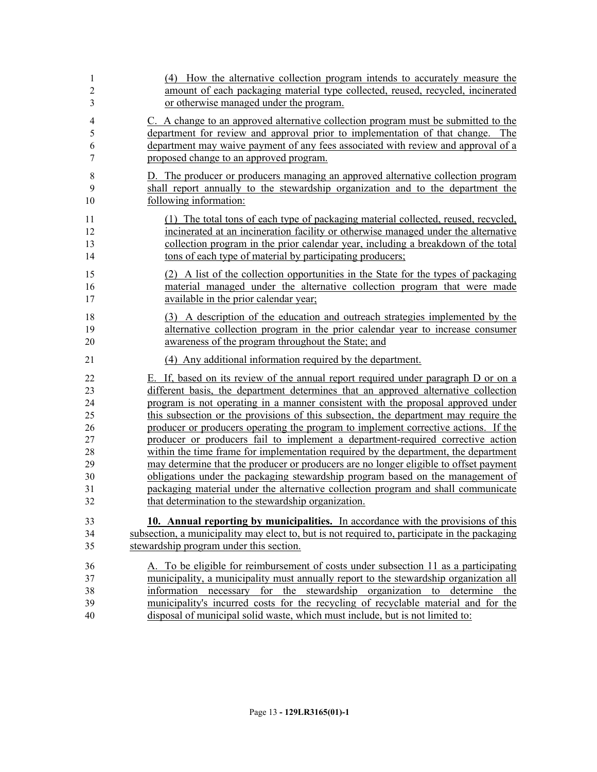(4) How the alternative collection program intends to accurately measure the amount of each packaging material type collected, reused, recycled, incinerated or otherwise managed under the program.

C. A change to an approved alternative collection program must be submitted to the department for review and approval prior to implementation of that change. The department may waive payment of any fees associated with review and approval of a proposed change to an approved program.

D. The producer or producers managing an approved alternative collection program shall report annually to the stewardship organization and to the department the following information:

(1) The total tons of each type of packaging material collected, reused, recycled, incinerated at an incineration facility or otherwise managed under the alternative collection program in the prior calendar year, including a breakdown of the total tons of each type of material by participating producers;

(2) A list of the collection opportunities in the State for the types of packaging material managed under the alternative collection program that were made available in the prior calendar year;

(3) A description of the education and outreach strategies implemented by the alternative collection program in the prior calendar year to increase consumer awareness of the program throughout the State; and

(4) Any additional information required by the department.

E. If, based on its review of the annual report required under paragraph D or on a different basis, the department determines that an approved alternative collection program is not operating in a manner consistent with the proposal approved under this subsection or the provisions of this subsection, the department may require the producer or producers operating the program to implement corrective actions. If the producer or producers fail to implement a department-required corrective action within the time frame for implementation required by the department, the department may determine that the producer or producers are no longer eligible to offset payment obligations under the packaging stewardship program based on the management of packaging material under the alternative collection program and shall communicate that determination to the stewardship organization.

**10. Annual reporting by municipalities.** In accordance with the provisions of this subsection, a municipality may elect to, but is not required to, participate in the packaging stewardship program under this section.

A. To be eligible for reimbursement of costs under subsection 11 as a participating municipality, a municipality must annually report to the stewardship organization all information necessary for the stewardship organization to determine the municipality's incurred costs for the recycling of recyclable material and for the disposal of municipal solid waste, which must include, but is not limited to: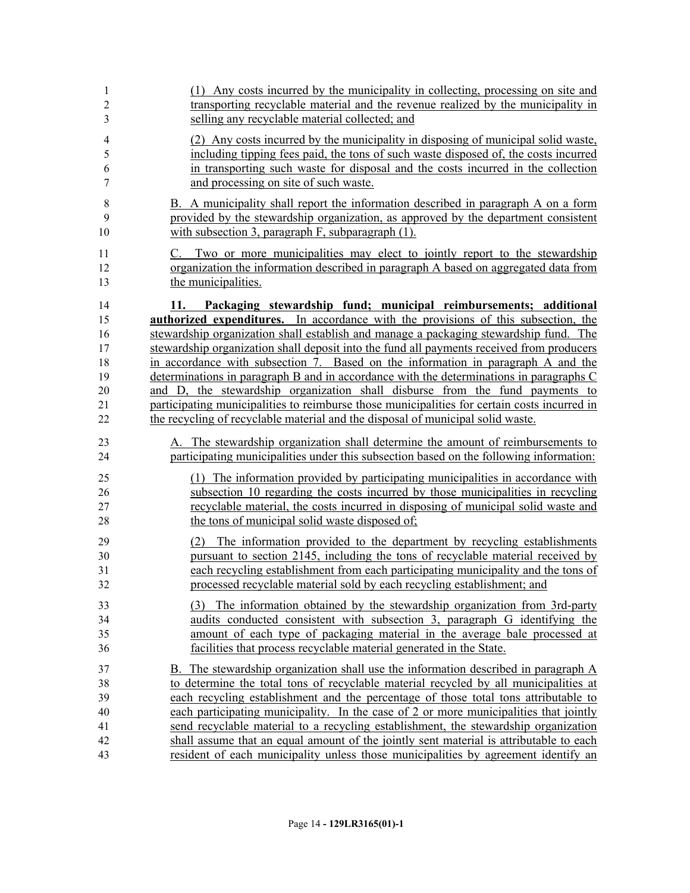(1) Any costs incurred by the municipality in collecting, processing on site and transporting recyclable material and the revenue realized by the municipality in selling any recyclable material collected; and

(2) Any costs incurred by the municipality in disposing of municipal solid waste, including tipping fees paid, the tons of such waste disposed of, the costs incurred in transporting such waste for disposal and the costs incurred in the collection and processing on site of such waste.

B. A municipality shall report the information described in paragraph A on a form provided by the stewardship organization, as approved by the department consistent with subsection 3, paragraph F, subparagraph (1).

C. Two or more municipalities may elect to jointly report to the stewardship organization the information described in paragraph A based on aggregated data from the municipalities.

**11. Packaging stewardship fund; municipal reimbursements; additional authorized expenditures.** In accordance with the provisions of this subsection, the stewardship organization shall establish and manage a packaging stewardship fund. The stewardship organization shall deposit into the fund all payments received from producers in accordance with subsection 7. Based on the information in paragraph A and the determinations in paragraph B and in accordance with the determinations in paragraphs C and D, the stewardship organization shall disburse from the fund payments to participating municipalities to reimburse those municipalities for certain costs incurred in the recycling of recyclable material and the disposal of municipal solid waste.

A. The stewardship organization shall determine the amount of reimbursements to participating municipalities under this subsection based on the following information:

(1) The information provided by participating municipalities in accordance with subsection 10 regarding the costs incurred by those municipalities in recycling recyclable material, the costs incurred in disposing of municipal solid waste and the tons of municipal solid waste disposed of;

(2) The information provided to the department by recycling establishments pursuant to section 2145, including the tons of recyclable material received by each recycling establishment from each participating municipality and the tons of processed recyclable material sold by each recycling establishment; and

(3) The information obtained by the stewardship organization from 3rd-party audits conducted consistent with subsection 3, paragraph G identifying the amount of each type of packaging material in the average bale processed at facilities that process recyclable material generated in the State.

B. The stewardship organization shall use the information described in paragraph A to determine the total tons of recyclable material recycled by all municipalities at each recycling establishment and the percentage of those total tons attributable to each participating municipality. In the case of 2 or more municipalities that jointly send recyclable material to a recycling establishment, the stewardship organization shall assume that an equal amount of the jointly sent material is attributable to each resident of each municipality unless those municipalities by agreement identify an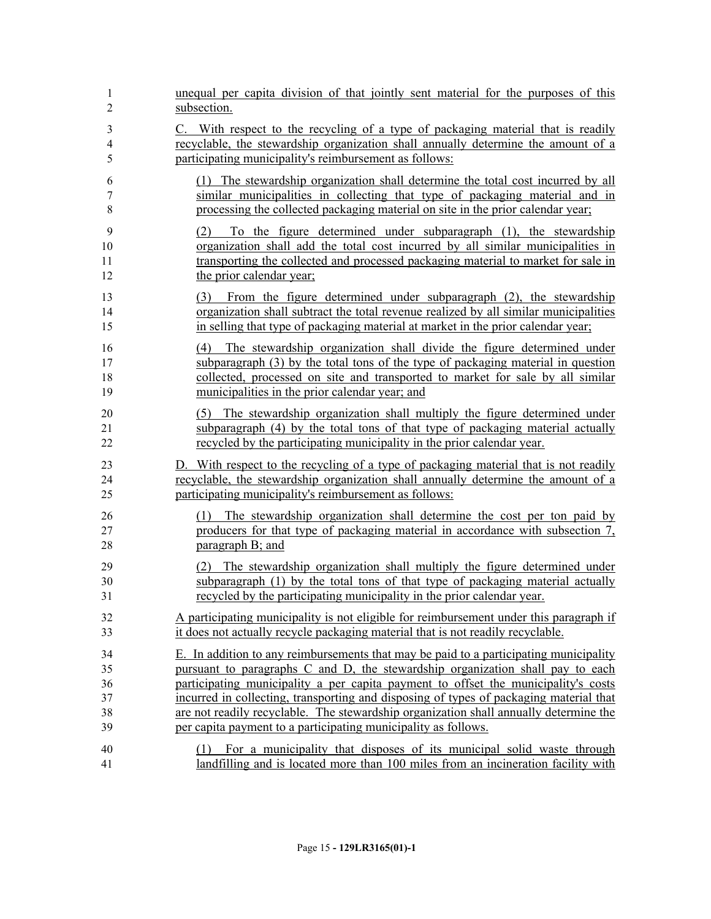unequal per capita division of that jointly sent material for the purposes of this subsection.

C. With respect to the recycling of a type of packaging material that is readily recyclable, the stewardship organization shall annually determine the amount of a participating municipality's reimbursement as follows:

(1) The stewardship organization shall determine the total cost incurred by all similar municipalities in collecting that type of packaging material and in processing the collected packaging material on site in the prior calendar year;

(2) To the figure determined under subparagraph (1), the stewardship organization shall add the total cost incurred by all similar municipalities in transporting the collected and processed packaging material to market for sale in the prior calendar year;

(3) From the figure determined under subparagraph (2), the stewardship organization shall subtract the total revenue realized by all similar municipalities in selling that type of packaging material at market in the prior calendar year;

(4) The stewardship organization shall divide the figure determined under subparagraph (3) by the total tons of the type of packaging material in question collected, processed on site and transported to market for sale by all similar municipalities in the prior calendar year; and

(5) The stewardship organization shall multiply the figure determined under subparagraph (4) by the total tons of that type of packaging material actually recycled by the participating municipality in the prior calendar year.

D. With respect to the recycling of a type of packaging material that is not readily recyclable, the stewardship organization shall annually determine the amount of a participating municipality's reimbursement as follows:

(1) The stewardship organization shall determine the cost per ton paid by producers for that type of packaging material in accordance with subsection 7, paragraph B; and

(2) The stewardship organization shall multiply the figure determined under subparagraph (1) by the total tons of that type of packaging material actually recycled by the participating municipality in the prior calendar year.

A participating municipality is not eligible for reimbursement under this paragraph if it does not actually recycle packaging material that is not readily recyclable.

E. In addition to any reimbursements that may be paid to a participating municipality pursuant to paragraphs C and D, the stewardship organization shall pay to each participating municipality a per capita payment to offset the municipality's costs incurred in collecting, transporting and disposing of types of packaging material that are not readily recyclable. The stewardship organization shall annually determine the per capita payment to a participating municipality as follows.

(1) For a municipality that disposes of its municipal solid waste through landfilling and is located more than 100 miles from an incineration facility with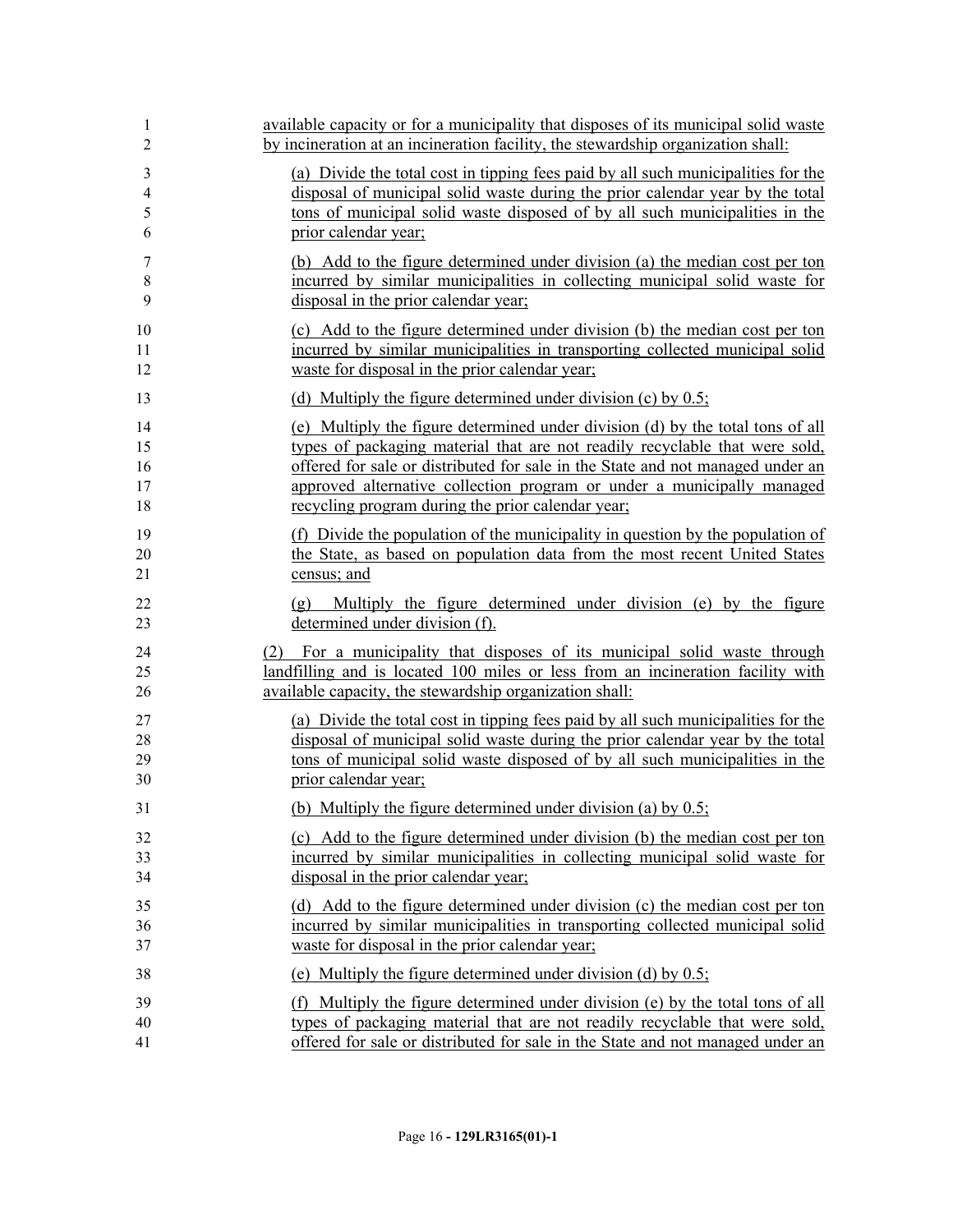available capacity or for a municipality that disposes of its municipal solid waste by incineration at an incineration facility, the stewardship organization shall:

(a) Divide the total cost in tipping fees paid by all such municipalities for the disposal of municipal solid waste during the prior calendar year by the total tons of municipal solid waste disposed of by all such municipalities in the prior calendar year;

(b) Add to the figure determined under division (a) the median cost per ton incurred by similar municipalities in collecting municipal solid waste for disposal in the prior calendar year;

(c) Add to the figure determined under division (b) the median cost per ton incurred by similar municipalities in transporting collected municipal solid waste for disposal in the prior calendar year;

(d) Multiply the figure determined under division (c) by 0.5;

(e) Multiply the figure determined under division (d) by the total tons of all types of packaging material that are not readily recyclable that were sold, offered for sale or distributed for sale in the State and not managed under an approved alternative collection program or under a municipally managed recycling program during the prior calendar year;

(f) Divide the population of the municipality in question by the population of the State, as based on population data from the most recent United States census; and

(g) Multiply the figure determined under division (e) by the figure determined under division (f).

(2) For a municipality that disposes of its municipal solid waste through landfilling and is located 100 miles or less from an incineration facility with available capacity, the stewardship organization shall:

(a) Divide the total cost in tipping fees paid by all such municipalities for the disposal of municipal solid waste during the prior calendar year by the total tons of municipal solid waste disposed of by all such municipalities in the prior calendar year;

(b) Multiply the figure determined under division (a) by 0.5;

(c) Add to the figure determined under division (b) the median cost per ton incurred by similar municipalities in collecting municipal solid waste for disposal in the prior calendar year;

(d) Add to the figure determined under division (c) the median cost per ton incurred by similar municipalities in transporting collected municipal solid waste for disposal in the prior calendar year;

(e) Multiply the figure determined under division (d) by 0.5;

(f) Multiply the figure determined under division (e) by the total tons of all types of packaging material that are not readily recyclable that were sold, offered for sale or distributed for sale in the State and not managed under an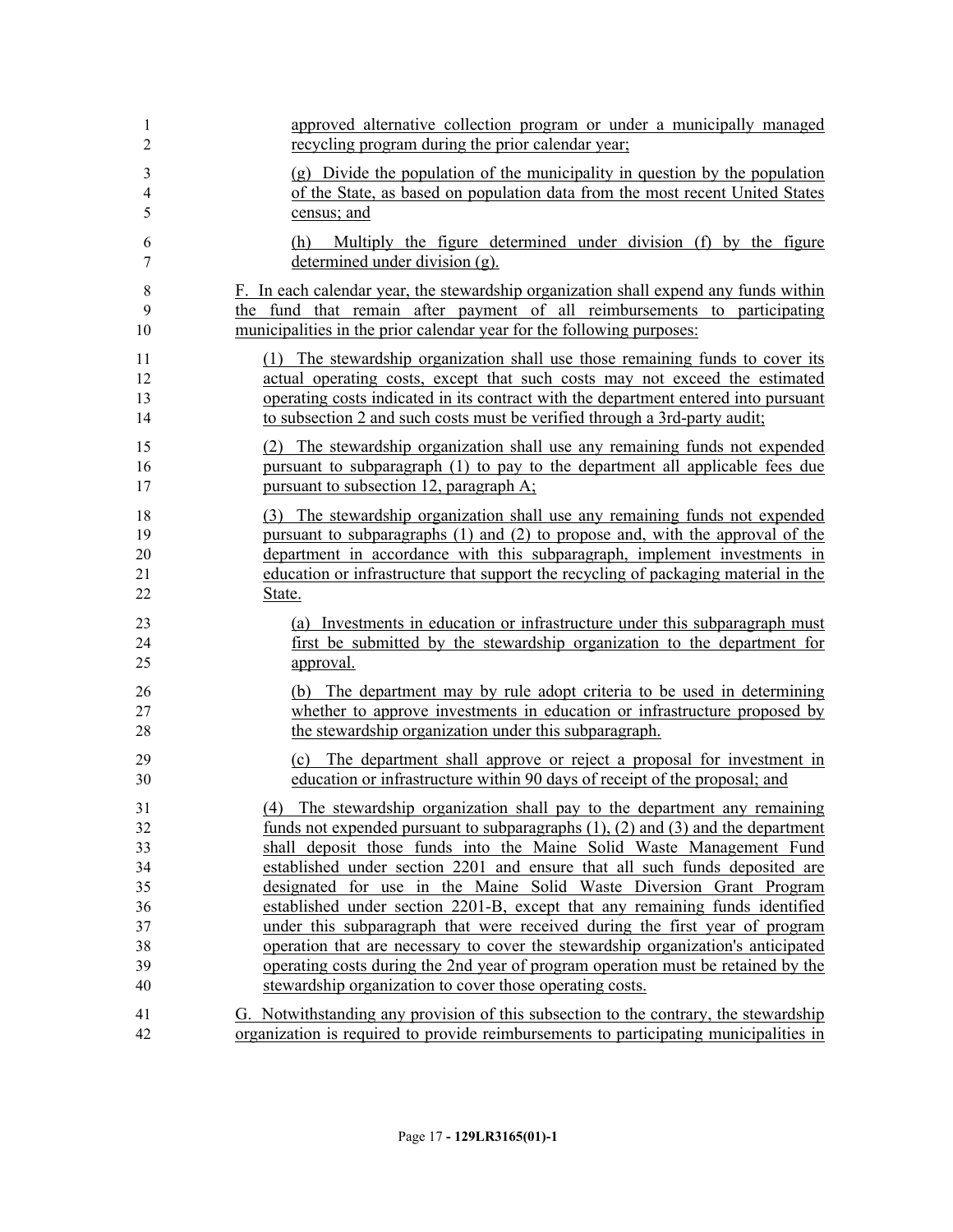approved alternative collection program or under a municipally managed recycling program during the prior calendar year;

(g) Divide the population of the municipality in question by the population of the State, as based on population data from the most recent United States census; and

(h) Multiply the figure determined under division (f) by the figure determined under division (g).

F. In each calendar year, the stewardship organization shall expend any funds within the fund that remain after payment of all reimbursements to participating municipalities in the prior calendar year for the following purposes:

(1) The stewardship organization shall use those remaining funds to cover its actual operating costs, except that such costs may not exceed the estimated operating costs indicated in its contract with the department entered into pursuant to subsection 2 and such costs must be verified through a 3rd-party audit;

(2) The stewardship organization shall use any remaining funds not expended pursuant to subparagraph (1) to pay to the department all applicable fees due pursuant to subsection 12, paragraph A;

(3) The stewardship organization shall use any remaining funds not expended pursuant to subparagraphs (1) and (2) to propose and, with the approval of the department in accordance with this subparagraph, implement investments in education or infrastructure that support the recycling of packaging material in the State.

(a) Investments in education or infrastructure under this subparagraph must first be submitted by the stewardship organization to the department for approval.

(b) The department may by rule adopt criteria to be used in determining whether to approve investments in education or infrastructure proposed by the stewardship organization under this subparagraph.

(c) The department shall approve or reject a proposal for investment in education or infrastructure within 90 days of receipt of the proposal; and

(4) The stewardship organization shall pay to the department any remaining funds not expended pursuant to subparagraphs (1), (2) and (3) and the department shall deposit those funds into the Maine Solid Waste Management Fund established under section 2201 and ensure that all such funds deposited are designated for use in the Maine Solid Waste Diversion Grant Program established under section 2201-B, except that any remaining funds identified under this subparagraph that were received during the first year of program operation that are necessary to cover the stewardship organization's anticipated operating costs during the 2nd year of program operation must be retained by the stewardship organization to cover those operating costs.

G. Notwithstanding any provision of this subsection to the contrary, the stewardship organization is required to provide reimbursements to participating municipalities in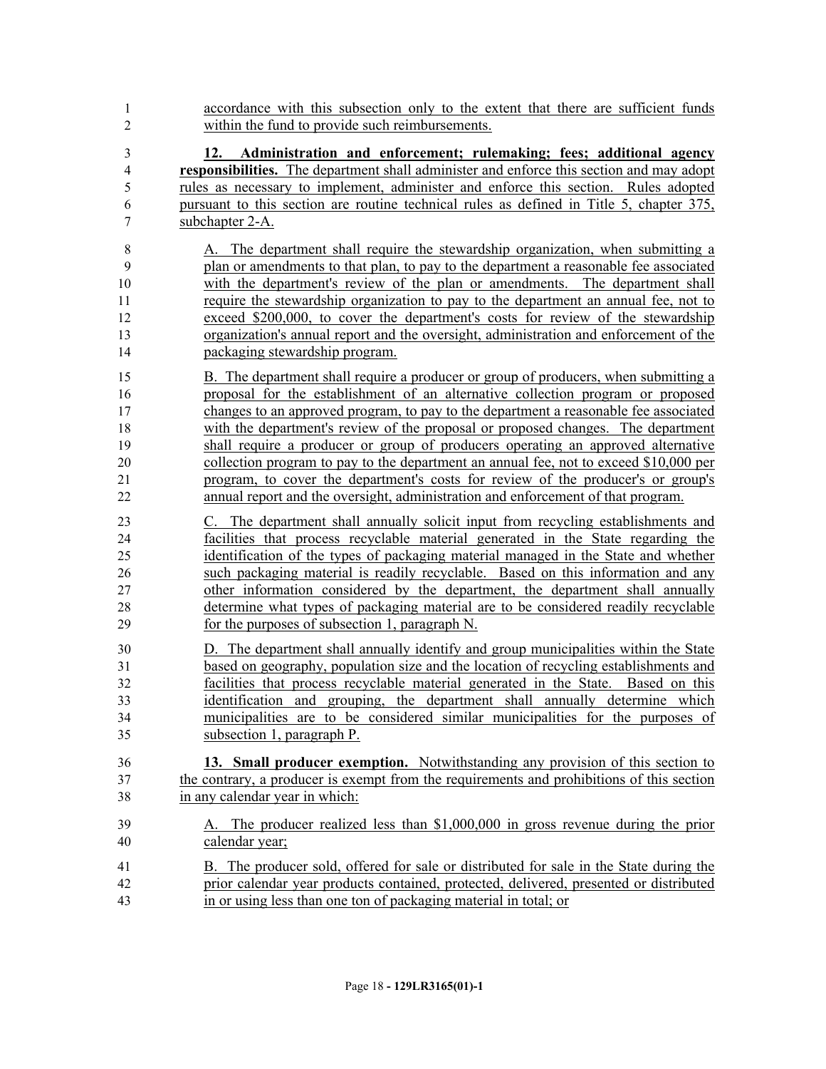accordance with this subsection only to the extent that there are sufficient funds within the fund to provide such reimbursements.

**12. Administration and enforcement; rulemaking; fees; additional agency responsibilities.** The department shall administer and enforce this section and may adopt rules as necessary to implement, administer and enforce this section. Rules adopted pursuant to this section are routine technical rules as defined in Title 5, chapter 375, subchapter 2-A.

A. The department shall require the stewardship organization, when submitting a plan or amendments to that plan, to pay to the department a reasonable fee associated with the department's review of the plan or amendments. The department shall require the stewardship organization to pay to the department an annual fee, not to exceed $200,000, to cover the department's costs for review of the stewardship organization's annual report and the oversight, administration and enforcement of the packaging stewardship program.

B. The department shall require a producer or group of producers, when submitting a proposal for the establishment of an alternative collection program or proposed changes to an approved program, to pay to the department a reasonable fee associated with the department's review of the proposal or proposed changes. The department shall require a producer or group of producers operating an approved alternative collection program to pay to the department an annual fee, not to exceed $10,000 per program, to cover the department's costs for review of the producer's or group's annual report and the oversight, administration and enforcement of that program.

C. The department shall annually solicit input from recycling establishments and facilities that process recyclable material generated in the State regarding the identification of the types of packaging material managed in the State and whether such packaging material is readily recyclable. Based on this information and any other information considered by the department, the department shall annually determine what types of packaging material are to be considered readily recyclable for the purposes of subsection 1, paragraph N.

D. The department shall annually identify and group municipalities within the State based on geography, population size and the location of recycling establishments and facilities that process recyclable material generated in the State. Based on this identification and grouping, the department shall annually determine which municipalities are to be considered similar municipalities for the purposes of subsection 1, paragraph P.

**13. Small producer exemption.** Notwithstanding any provision of this section to the contrary, a producer is exempt from the requirements and prohibitions of this section in any calendar year in which:

A. The producer realized less than $1,000,000 in gross revenue during the prior calendar year;

B. The producer sold, offered for sale or distributed for sale in the State during the prior calendar year products contained, protected, delivered, presented or distributed in or using less than one ton of packaging material in total; or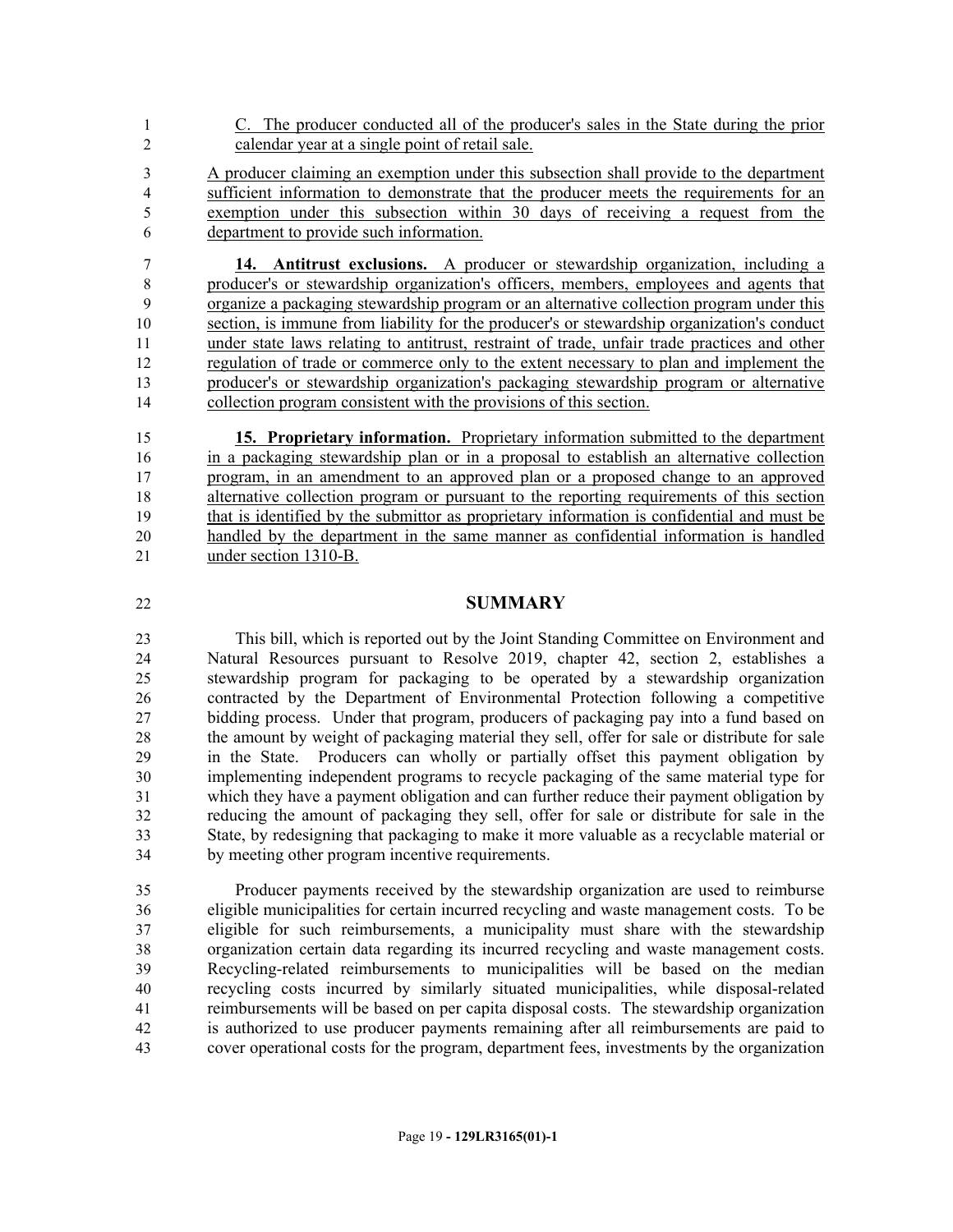C. The producer conducted all of the producer's sales in the State during the prior calendar year at a single point of retail sale.

A producer claiming an exemption under this subsection shall provide to the department sufficient information to demonstrate that the producer meets the requirements for an exemption under this subsection within 30 days of receiving a request from the department to provide such information.

**14. Antitrust exclusions.** A producer or stewardship organization, including a producer's or stewardship organization's officers, members, employees and agents that organize a packaging stewardship program or an alternative collection program under this section, is immune from liability for the producer's or stewardship organization's conduct under state laws relating to antitrust, restraint of trade, unfair trade practices and other regulation of trade or commerce only to the extent necessary to plan and implement the producer's or stewardship organization's packaging stewardship program or alternative collection program consistent with the provisions of this section.

**15. Proprietary information.** Proprietary information submitted to the department in a packaging stewardship plan or in a proposal to establish an alternative collection program, in an amendment to an approved plan or a proposed change to an approved alternative collection program or pursuant to the reporting requirements of this section that is identified by the submittor as proprietary information is confidential and must be handled by the department in the same manner as confidential information is handled under section 1310-B.

## SUMMARY

This bill, which is reported out by the Joint Standing Committee on Environment and Natural Resources pursuant to Resolve 2019, chapter 42, section 2, establishes a stewardship program for packaging to be operated by a stewardship organization contracted by the Department of Environmental Protection following a competitive bidding process. Under that program, producers of packaging pay into a fund based on the amount by weight of packaging material they sell, offer for sale or distribute for sale in the State. Producers can wholly or partially offset this payment obligation by implementing independent programs to recycle packaging of the same material type for which they have a payment obligation and can further reduce their payment obligation by reducing the amount of packaging they sell, offer for sale or distribute for sale in the State, by redesigning that packaging to make it more valuable as a recyclable material or by meeting other program incentive requirements.

Producer payments received by the stewardship organization are used to reimburse eligible municipalities for certain incurred recycling and waste management costs. To be eligible for such reimbursements, a municipality must share with the stewardship organization certain data regarding its incurred recycling and waste management costs. Recycling-related reimbursements to municipalities will be based on the median recycling costs incurred by similarly situated municipalities, while disposal-related reimbursements will be based on per capita disposal costs. The stewardship organization is authorized to use producer payments remaining after all reimbursements are paid to cover operational costs for the program, department fees, investments by the organization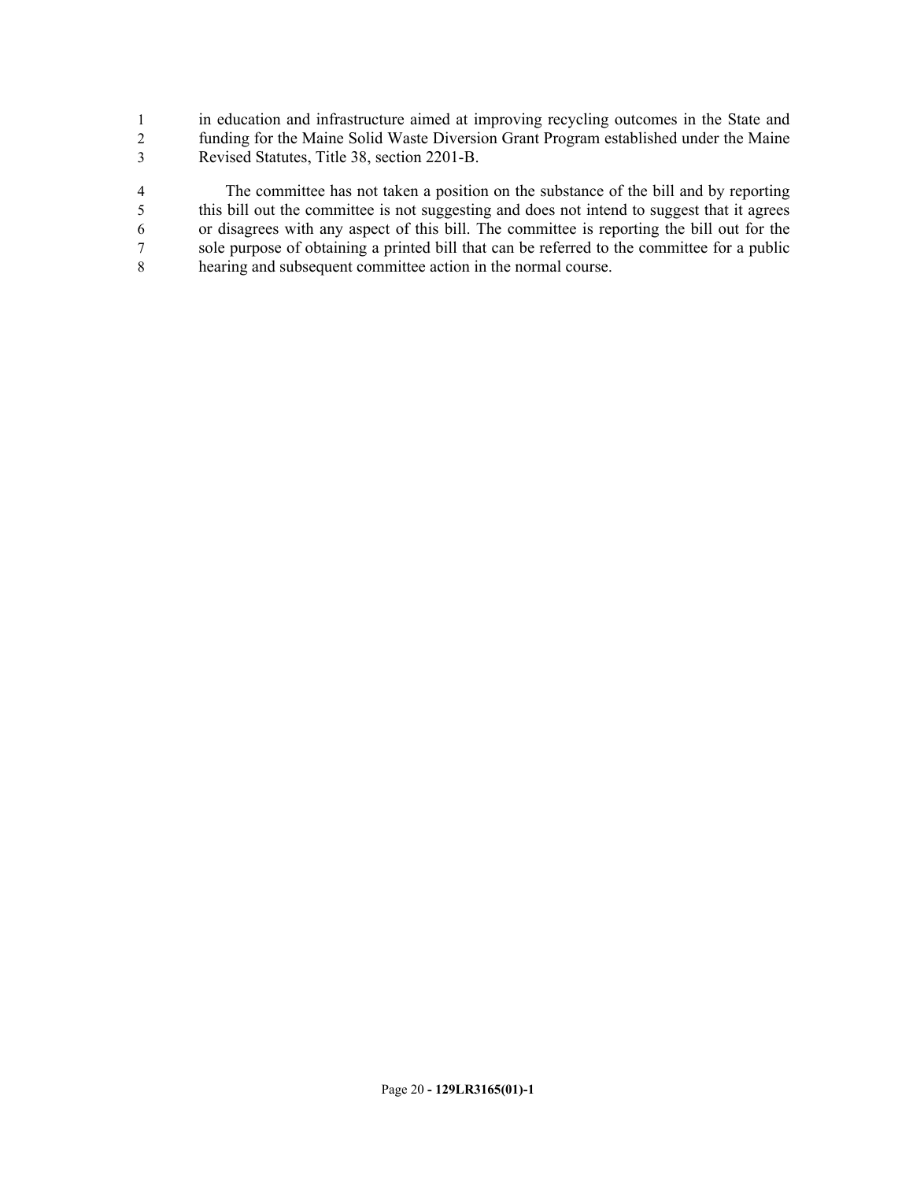in education and infrastructure aimed at improving recycling outcomes in the State and funding for the Maine Solid Waste Diversion Grant Program established under the Maine Revised Statutes, Title 38, section 2201-B.

The committee has not taken a position on the substance of the bill and by reporting this bill out the committee is not suggesting and does not intend to suggest that it agrees or disagrees with any aspect of this bill. The committee is reporting the bill out for the sole purpose of obtaining a printed bill that can be referred to the committee for a public hearing and subsequent committee action in the normal course.